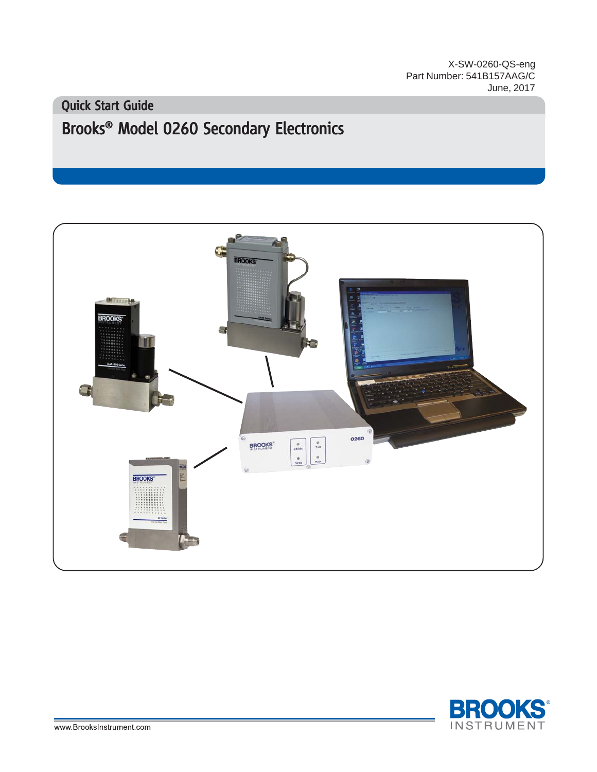X-SW-0260-QS-eng
Part Number: 541B157AAG/C
June, 2017

## Quick Start Guide

# Brooks® Model 0260 Secondary Electronics

www.BrooksInstrument.com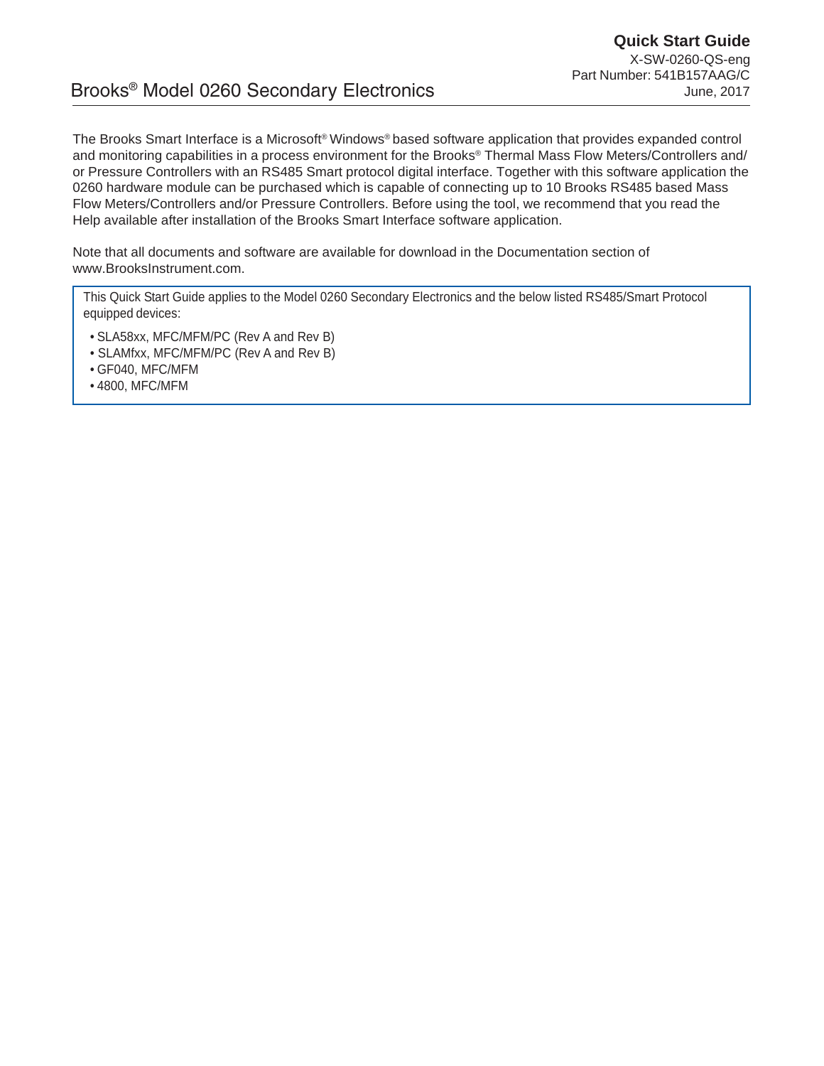# Brooks® Model 0260 Secondary Electronics

**Quick Start Guide**
X-SW-0260-QS-eng
Part Number: 541B157AAG/C
June, 2017

The Brooks Smart Interface is a Microsoft® Windows® based software application that provides expanded control and monitoring capabilities in a process environment for the Brooks® Thermal Mass Flow Meters/Controllers and/or Pressure Controllers with an RS485 Smart protocol digital interface. Together with this software application the 0260 hardware module can be purchased which is capable of connecting up to 10 Brooks RS485 based Mass Flow Meters/Controllers and/or Pressure Controllers. Before using the tool, we recommend that you read the Help available after installation of the Brooks Smart Interface software application.

Note that all documents and software are available for download in the Documentation section of www.BrooksInstrument.com.

> This Quick Start Guide applies to the Model 0260 Secondary Electronics and the below listed RS485/Smart Protocol equipped devices:
>
> - SLA58xx, MFC/MFM/PC (Rev A and Rev B)
> - SLAMfxx, MFC/MFM/PC (Rev A and Rev B)
> - GF040, MFC/MFM
> - 4800, MFC/MFM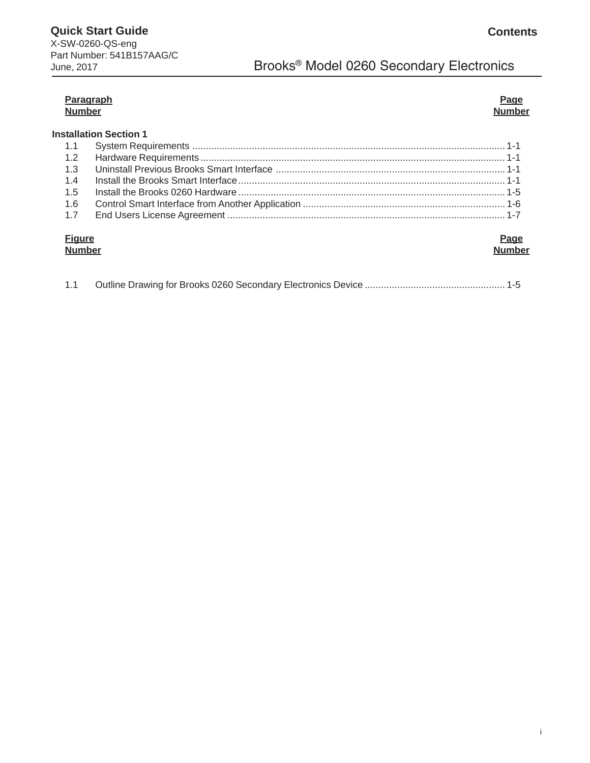# Contents

## Brooks® Model 0260 Secondary Electronics

| Paragraph Number | | Page Number |
|---|---|---|
| **Installation Section 1** | | |
| 1.1 | System Requirements | 1-1 |
| 1.2 | Hardware Requirements | 1-1 |
| 1.3 | Uninstall Previous Brooks Smart Interface | 1-1 |
| 1.4 | Install the Brooks Smart Interface | 1-1 |
| 1.5 | Install the Brooks 0260 Hardware | 1-5 |
| 1.6 | Control Smart Interface from Another Application | 1-6 |
| 1.7 | End Users License Agreement | 1-7 |

| Figure Number | | Page Number |
|---|---|---|
| 1.1 | Outline Drawing for Brooks 0260 Secondary Electronics Device | 1-5 |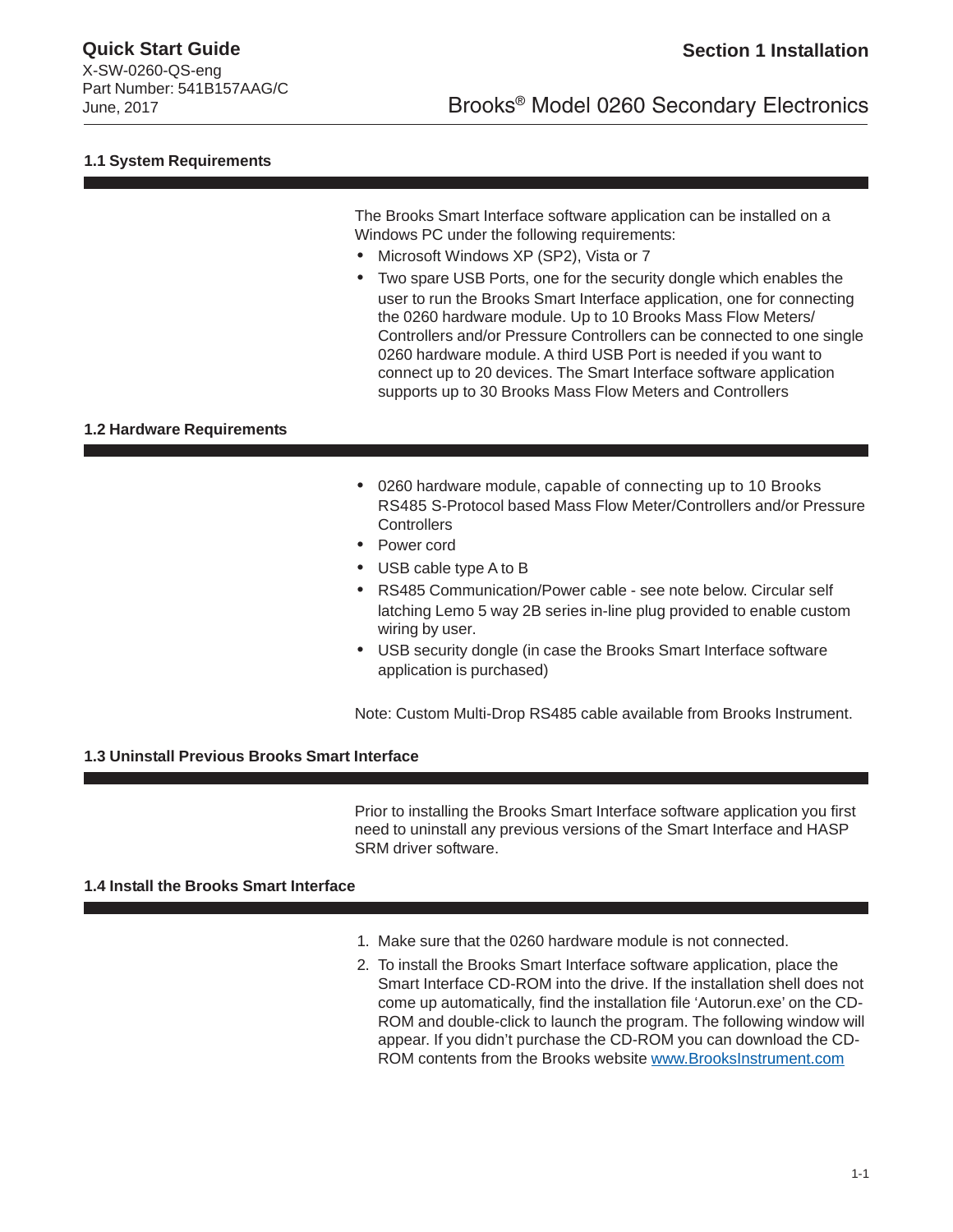## 1.1 System Requirements

The Brooks Smart Interface software application can be installed on a Windows PC under the following requirements:

- Microsoft Windows XP (SP2), Vista or 7
- Two spare USB Ports, one for the security dongle which enables the user to run the Brooks Smart Interface application, one for connecting the 0260 hardware module. Up to 10 Brooks Mass Flow Meters/ Controllers and/or Pressure Controllers can be connected to one single 0260 hardware module. A third USB Port is needed if you want to connect up to 20 devices. The Smart Interface software application supports up to 30 Brooks Mass Flow Meters and Controllers

## 1.2 Hardware Requirements

- 0260 hardware module, capable of connecting up to 10 Brooks RS485 S-Protocol based Mass Flow Meter/Controllers and/or Pressure Controllers
- Power cord
- USB cable type A to B
- RS485 Communication/Power cable - see note below. Circular self latching Lemo 5 way 2B series in-line plug provided to enable custom wiring by user.
- USB security dongle (in case the Brooks Smart Interface software application is purchased)

Note: Custom Multi-Drop RS485 cable available from Brooks Instrument.

## 1.3 Uninstall Previous Brooks Smart Interface

Prior to installing the Brooks Smart Interface software application you first need to uninstall any previous versions of the Smart Interface and HASP SRM driver software.

## 1.4 Install the Brooks Smart Interface

1. Make sure that the 0260 hardware module is not connected.
2. To install the Brooks Smart Interface software application, place the Smart Interface CD-ROM into the drive. If the installation shell does not come up automatically, find the installation file 'Autorun.exe' on the CD-ROM and double-click to launch the program. The following window will appear. If you didn't purchase the CD-ROM you can download the CD-ROM contents from the Brooks website www.BrooksInstrument.com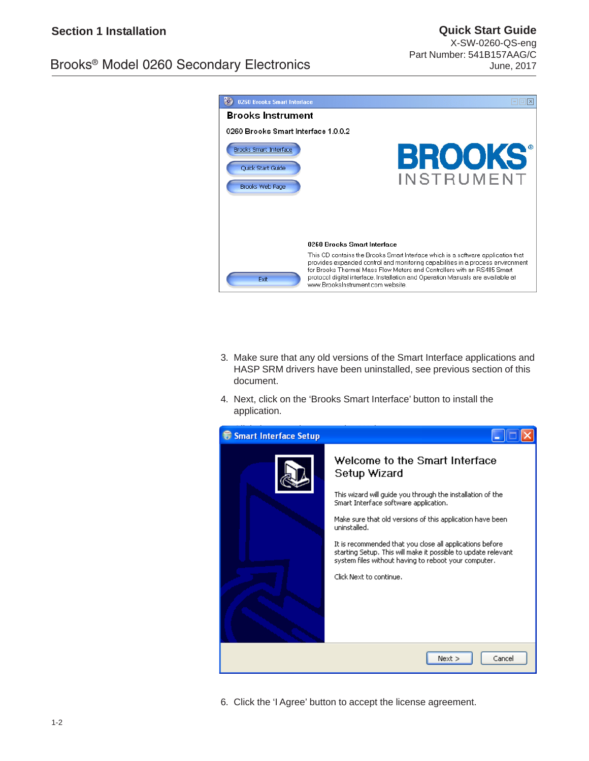3. Make sure that any old versions of the Smart Interface applications and HASP SRM drivers have been uninstalled, see previous section of this document.

4. Next, click on the 'Brooks Smart Interface' button to install the application.

6. Click the 'I Agree' button to accept the license agreement.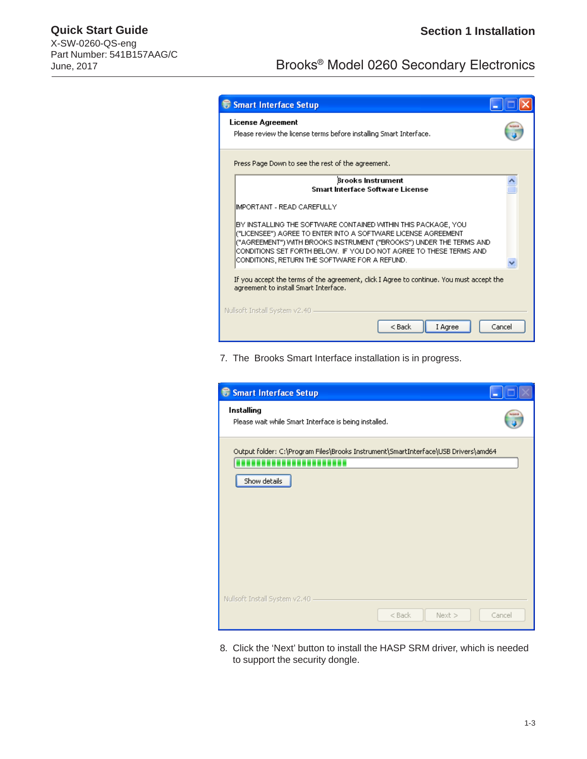**Smart Interface Setup**

**License Agreement**

Please review the license terms before installing Smart Interface.

Press Page Down to see the rest of the agreement.

**Brooks Instrument**
**Smart Interface Software License**

IMPORTANT - READ CAREFULLY

BY INSTALLING THE SOFTWARE CONTAINED WITHIN THIS PACKAGE, YOU ("LICENSEE") AGREE TO ENTER INTO A SOFTWARE LICENSE AGREEMENT ("AGREEMENT") WITH BROOKS INSTRUMENT ("BROOKS") UNDER THE TERMS AND CONDITIONS SET FORTH BELOW. IF YOU DO NOT AGREE TO THESE TERMS AND CONDITIONS, RETURN THE SOFTWARE FOR A REFUND.

If you accept the terms of the agreement, click I Agree to continue. You must accept the agreement to install Smart Interface.

Nullsoft Install System v2.40

< Back | I Agree | Cancel

7. The Brooks Smart Interface installation is in progress.

**Smart Interface Setup**

**Installing**

Please wait while Smart Interface is being installed.

Output folder: C:\Program Files\Brooks Instrument\SmartInterface\USB Drivers\amd64

Show details

Nullsoft Install System v2.40

< Back | Next > | Cancel

8. Click the 'Next' button to install the HASP SRM driver, which is needed to support the security dongle.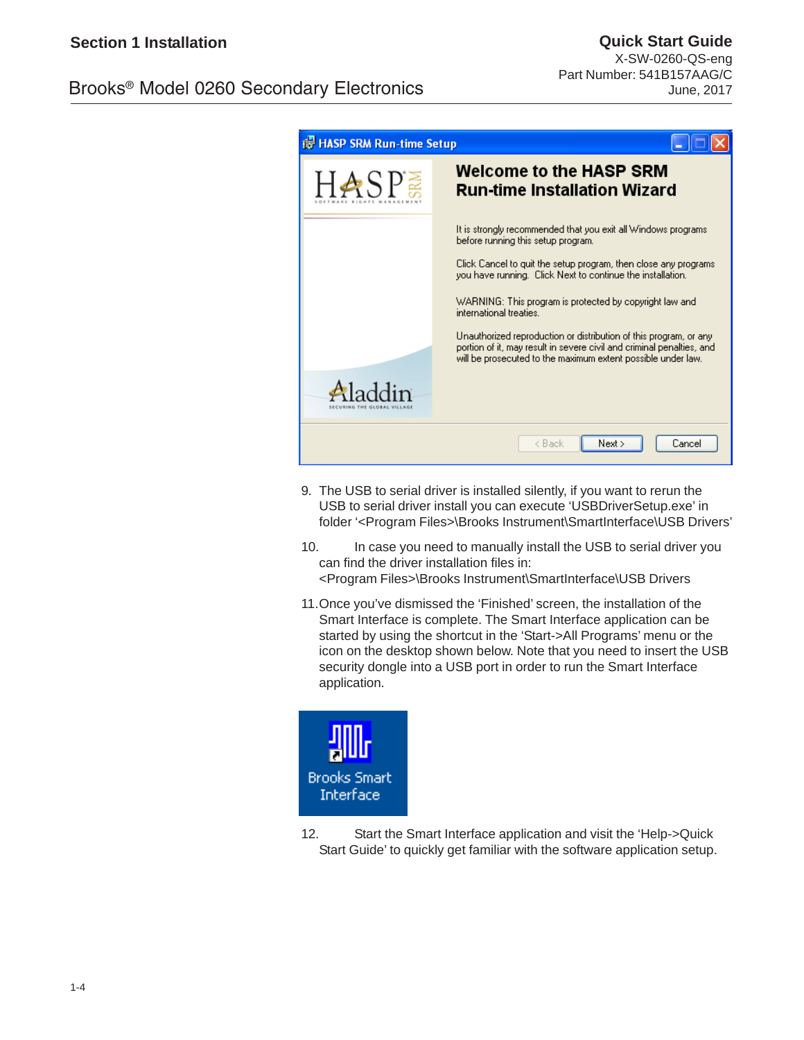9. The USB to serial driver is installed silently, if you want to rerun the USB to serial driver install you can execute 'USBDriverSetup.exe' in folder '<Program Files>\Brooks Instrument\SmartInterface\USB Drivers'

10. In case you need to manually install the USB to serial driver you can find the driver installation files in: <Program Files>\Brooks Instrument\SmartInterface\USB Drivers

11. Once you've dismissed the 'Finished' screen, the installation of the Smart Interface is complete. The Smart Interface application can be started by using the shortcut in the 'Start->All Programs' menu or the icon on the desktop shown below. Note that you need to insert the USB security dongle into a USB port in order to run the Smart Interface application.

12. Start the Smart Interface application and visit the 'Help->Quick Start Guide' to quickly get familiar with the software application setup.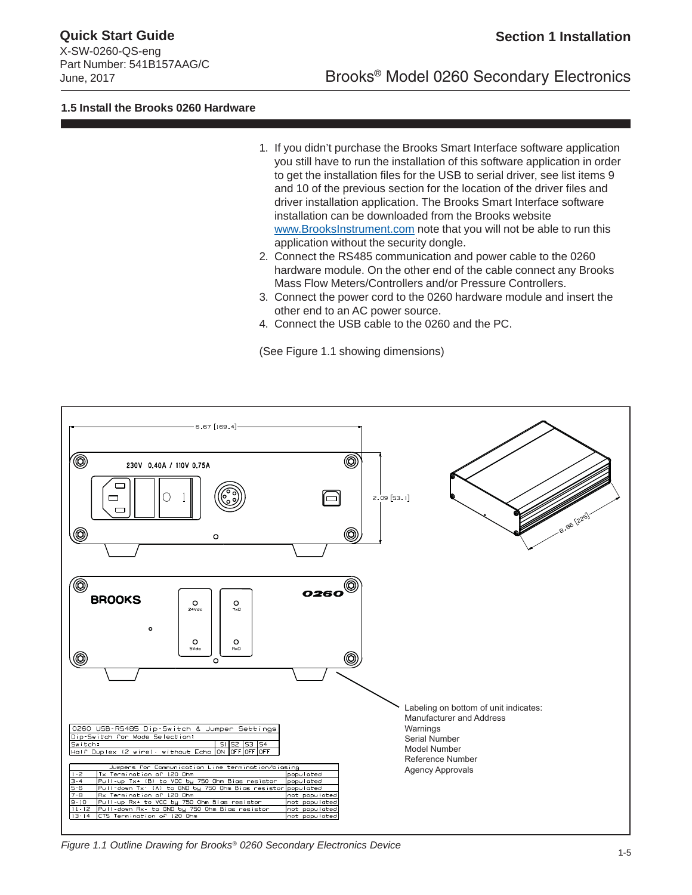### 1.5 Install the Brooks 0260 Hardware

1. If you didn't purchase the Brooks Smart Interface software application you still have to run the installation of this software application in order to get the installation files for the USB to serial driver, see list items 9 and 10 of the previous section for the location of the driver files and driver installation application. The Brooks Smart Interface software installation can be downloaded from the Brooks website www.BrooksInstrument.com note that you will not be able to run this application without the security dongle.
2. Connect the RS485 communication and power cable to the 0260 hardware module. On the other end of the cable connect any Brooks Mass Flow Meters/Controllers and/or Pressure Controllers.
3. Connect the power cord to the 0260 hardware module and insert the other end to an AC power source.
4. Connect the USB cable to the 0260 and the PC.

(See Figure 1.1 showing dimensions)

6.67 [169.4]

230V 0.40A / 110V 0.75A

2.09 [53.1]

8.86 [225]

BROOKS

24Vdc

5Vdc

TxD

RxD

0260

Labeling on bottom of unit indicates:
Manufacturer and Address
Warnings
Serial Number
Model Number
Reference Number
Agency Approvals

0260 USB-RS485 Dip-Switch & Jumper Settings

Dip-Switch for Mode Selection:

| Switch: | S1 | S2 | S3 | S4 |
|---|---|---|---|---|
| Half Duplex (2 wire) - without Echo | ON | OFF | OFF | OFF |

Jumpers for Communication Line termination/biasing

| | | |
|---|---|---|
| 1-2 | Tx Termination of 120 Ohm | populated |
| 3-4 | Pull-up Tx+ (B) to VCC by 750 Ohm Bias resistor | populated |
| 5-6 | Pull-down Tx- (A) to GND by 750 Ohm Bias resistor | populated |
| 7-8 | Rx Termination of 120 Ohm | not populated |
| 9-10 | Pull-up Rx+ to VCC by 750 Ohm Bias resistor | not populated |
| 11-12 | Pull-down Rx- to GND by 750 Ohm Bias resistor | not populated |
| 13-14 | CTS Termination of 120 Ohm | not populated |

*Figure 1.1 Outline Drawing for Brooks® 0260 Secondary Electronics Device*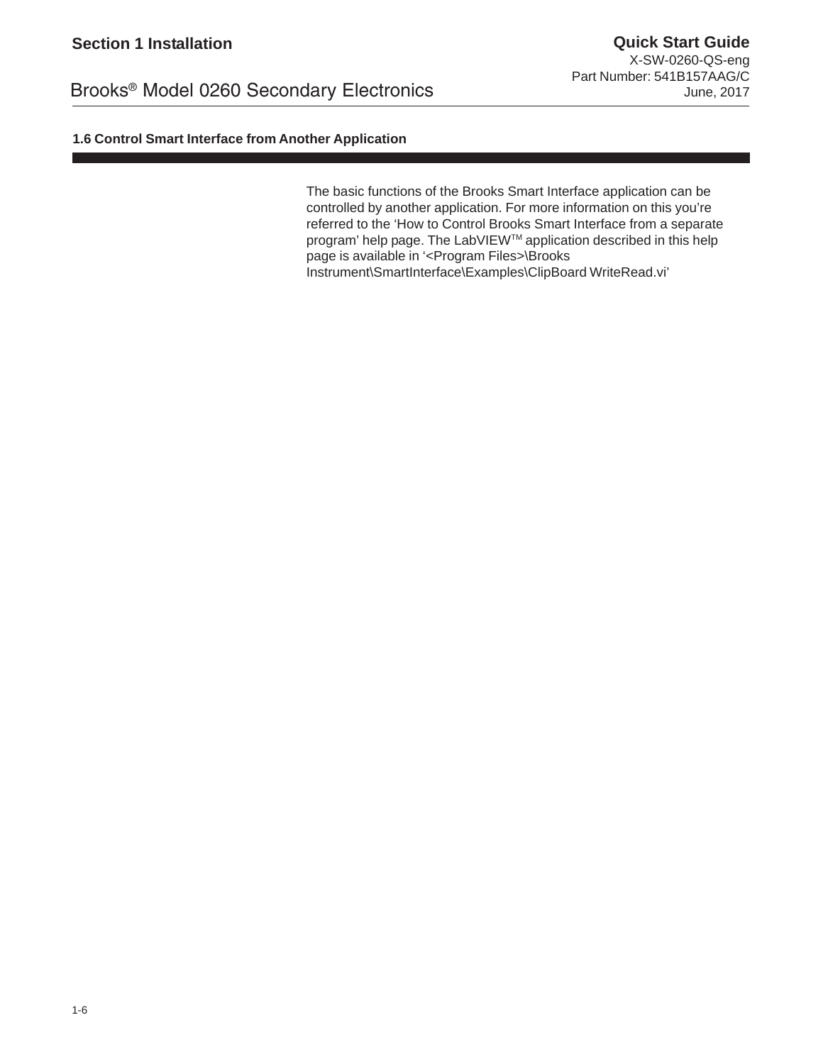## 1.6 Control Smart Interface from Another Application

The basic functions of the Brooks Smart Interface application can be controlled by another application. For more information on this you're referred to the 'How to Control Brooks Smart Interface from a separate program' help page. The LabVIEW™ application described in this help page is available in '<Program Files>\Brooks Instrument\SmartInterface\Examples\ClipBoard WriteRead.vi'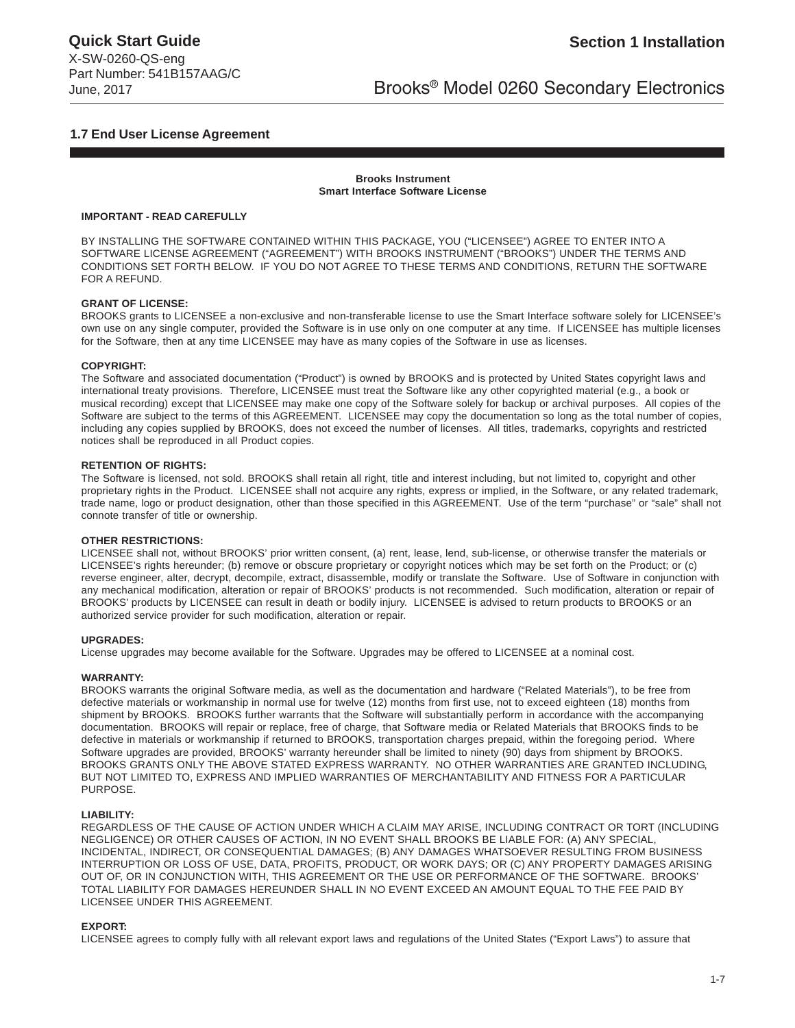## 1.7 End User License Agreement

**Brooks Instrument**
**Smart Interface Software License**

**IMPORTANT - READ CAREFULLY**

BY INSTALLING THE SOFTWARE CONTAINED WITHIN THIS PACKAGE, YOU ("LICENSEE") AGREE TO ENTER INTO A SOFTWARE LICENSE AGREEMENT ("AGREEMENT") WITH BROOKS INSTRUMENT ("BROOKS") UNDER THE TERMS AND CONDITIONS SET FORTH BELOW. IF YOU DO NOT AGREE TO THESE TERMS AND CONDITIONS, RETURN THE SOFTWARE FOR A REFUND.

**GRANT OF LICENSE:**
BROOKS grants to LICENSEE a non-exclusive and non-transferable license to use the Smart Interface software solely for LICENSEE's own use on any single computer, provided the Software is in use only on one computer at any time. If LICENSEE has multiple licenses for the Software, then at any time LICENSEE may have as many copies of the Software in use as licenses.

**COPYRIGHT:**
The Software and associated documentation ("Product") is owned by BROOKS and is protected by United States copyright laws and international treaty provisions. Therefore, LICENSEE must treat the Software like any other copyrighted material (e.g., a book or musical recording) except that LICENSEE may make one copy of the Software solely for backup or archival purposes. All copies of the Software are subject to the terms of this AGREEMENT. LICENSEE may copy the documentation so long as the total number of copies, including any copies supplied by BROOKS, does not exceed the number of licenses. All titles, trademarks, copyrights and restricted notices shall be reproduced in all Product copies.

**RETENTION OF RIGHTS:**
The Software is licensed, not sold. BROOKS shall retain all right, title and interest including, but not limited to, copyright and other proprietary rights in the Product. LICENSEE shall not acquire any rights, express or implied, in the Software, or any related trademark, trade name, logo or product designation, other than those specified in this AGREEMENT. Use of the term "purchase" or "sale" shall not connote transfer of title or ownership.

**OTHER RESTRICTIONS:**
LICENSEE shall not, without BROOKS' prior written consent, (a) rent, lease, lend, sub-license, or otherwise transfer the materials or LICENSEE's rights hereunder; (b) remove or obscure proprietary or copyright notices which may be set forth on the Product; or (c) reverse engineer, alter, decrypt, decompile, extract, disassemble, modify or translate the Software. Use of Software in conjunction with any mechanical modification, alteration or repair of BROOKS' products is not recommended. Such modification, alteration or repair of BROOKS' products by LICENSEE can result in death or bodily injury. LICENSEE is advised to return products to BROOKS or an authorized service provider for such modification, alteration or repair.

**UPGRADES:**
License upgrades may become available for the Software. Upgrades may be offered to LICENSEE at a nominal cost.

**WARRANTY:**
BROOKS warrants the original Software media, as well as the documentation and hardware ("Related Materials"), to be free from defective materials or workmanship in normal use for twelve (12) months from first use, not to exceed eighteen (18) months from shipment by BROOKS. BROOKS further warrants that the Software will substantially perform in accordance with the accompanying documentation. BROOKS will repair or replace, free of charge, that Software media or Related Materials that BROOKS finds to be defective in materials or workmanship if returned to BROOKS, transportation charges prepaid, within the foregoing period. Where Software upgrades are provided, BROOKS' warranty hereunder shall be limited to ninety (90) days from shipment by BROOKS. BROOKS GRANTS ONLY THE ABOVE STATED EXPRESS WARRANTY. NO OTHER WARRANTIES ARE GRANTED INCLUDING, BUT NOT LIMITED TO, EXPRESS AND IMPLIED WARRANTIES OF MERCHANTABILITY AND FITNESS FOR A PARTICULAR PURPOSE.

**LIABILITY:**
REGARDLESS OF THE CAUSE OF ACTION UNDER WHICH A CLAIM MAY ARISE, INCLUDING CONTRACT OR TORT (INCLUDING NEGLIGENCE) OR OTHER CAUSES OF ACTION, IN NO EVENT SHALL BROOKS BE LIABLE FOR: (A) ANY SPECIAL, INCIDENTAL, INDIRECT, OR CONSEQUENTIAL DAMAGES; (B) ANY DAMAGES WHATSOEVER RESULTING FROM BUSINESS INTERRUPTION OR LOSS OF USE, DATA, PROFITS, PRODUCT, OR WORK DAYS; OR (C) ANY PROPERTY DAMAGES ARISING OUT OF, OR IN CONJUNCTION WITH, THIS AGREEMENT OR THE USE OR PERFORMANCE OF THE SOFTWARE. BROOKS' TOTAL LIABILITY FOR DAMAGES HEREUNDER SHALL IN NO EVENT EXCEED AN AMOUNT EQUAL TO THE FEE PAID BY LICENSEE UNDER THIS AGREEMENT.

**EXPORT:**
LICENSEE agrees to comply fully with all relevant export laws and regulations of the United States ("Export Laws") to assure that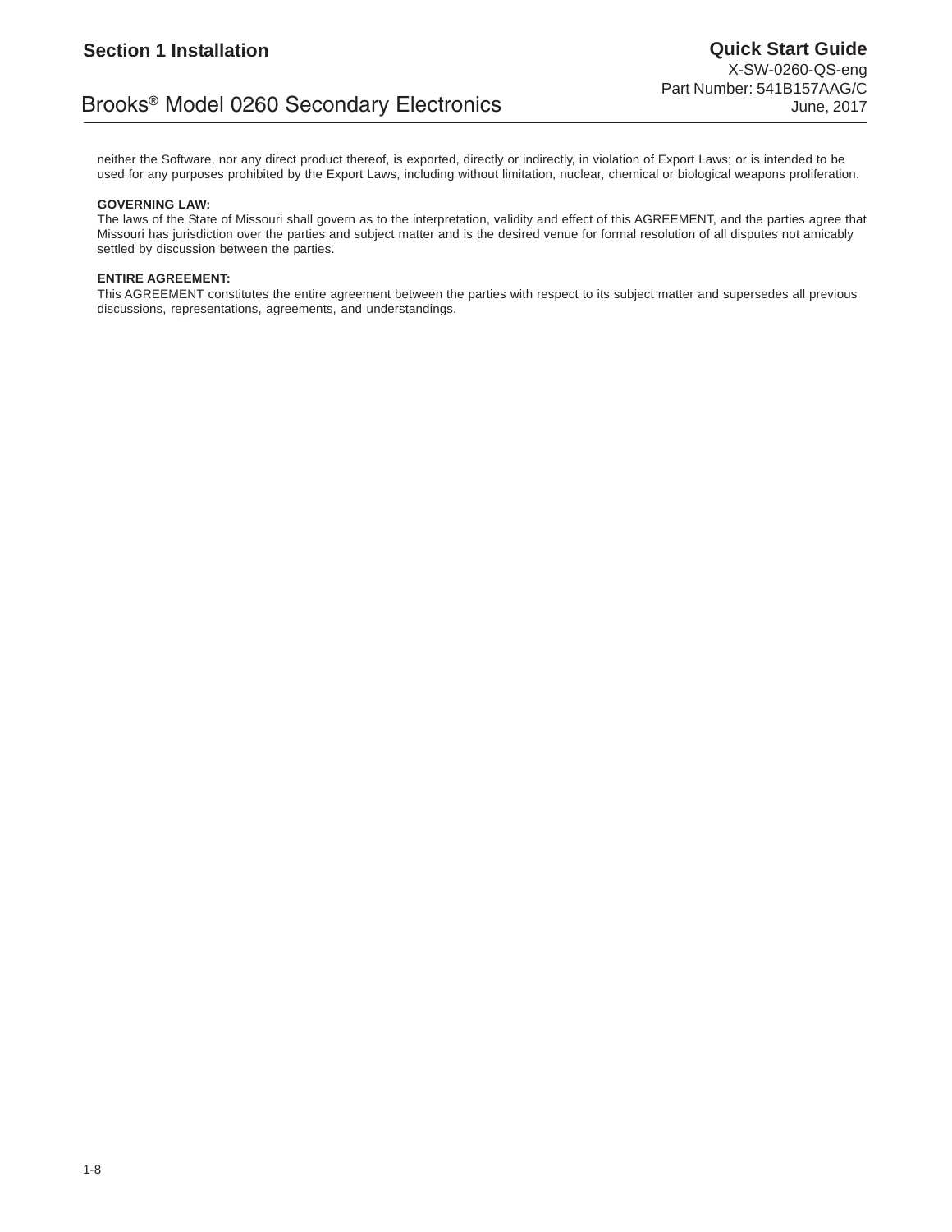neither the Software, nor any direct product thereof, is exported, directly or indirectly, in violation of Export Laws; or is intended to be used for any purposes prohibited by the Export Laws, including without limitation, nuclear, chemical or biological weapons proliferation.

**GOVERNING LAW:**
The laws of the State of Missouri shall govern as to the interpretation, validity and effect of this AGREEMENT, and the parties agree that Missouri has jurisdiction over the parties and subject matter and is the desired venue for formal resolution of all disputes not amicably settled by discussion between the parties.

**ENTIRE AGREEMENT:**
This AGREEMENT constitutes the entire agreement between the parties with respect to its subject matter and supersedes all previous discussions, representations, agreements, and understandings.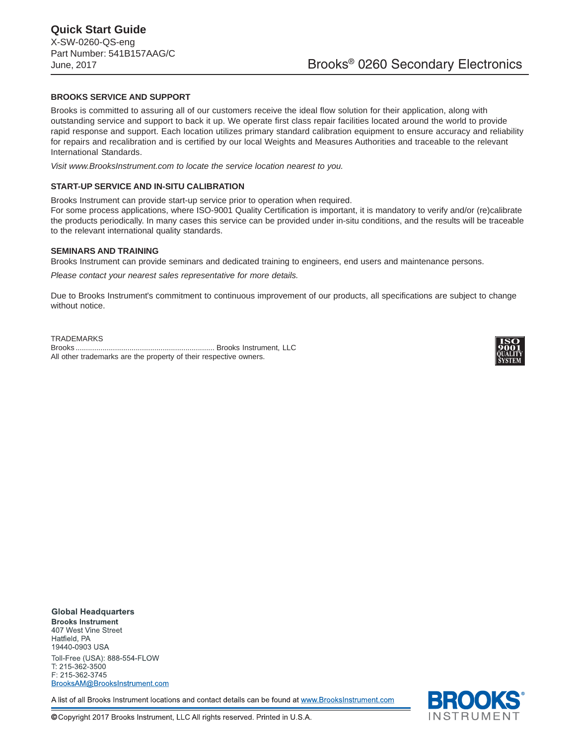## BROOKS SERVICE AND SUPPORT

Brooks is committed to assuring all of our customers receive the ideal flow solution for their application, along with outstanding service and support to back it up. We operate first class repair facilities located around the world to provide rapid response and support. Each location utilizes primary standard calibration equipment to ensure accuracy and reliability for repairs and recalibration and is certified by our local Weights and Measures Authorities and traceable to the relevant International Standards.

*Visit www.BrooksInstrument.com to locate the service location nearest to you.*

## START-UP SERVICE AND IN-SITU CALIBRATION

Brooks Instrument can provide start-up service prior to operation when required.
For some process applications, where ISO-9001 Quality Certification is important, it is mandatory to verify and/or (re)calibrate the products periodically. In many cases this service can be provided under in-situ conditions, and the results will be traceable to the relevant international quality standards.

## SEMINARS AND TRAINING

Brooks Instrument can provide seminars and dedicated training to engineers, end users and maintenance persons.

*Please contact your nearest sales representative for more details.*

Due to Brooks Instrument's commitment to continuous improvement of our products, all specifications are subject to change without notice.

TRADEMARKS
Brooks .................................................................. Brooks Instrument, LLC
All other trademarks are the property of their respective owners.

ISO 9001 QUALITY SYSTEM

**Global Headquarters**
**Brooks Instrument**
407 West Vine Street
Hatfield, PA
19440-0903 USA

Toll-Free (USA): 888-554-FLOW
T: 215-362-3500
F: 215-362-3745
BrooksAM@BrooksInstrument.com

A list of all Brooks Instrument locations and contact details can be found at www.BrooksInstrument.com

©Copyright 2017 Brooks Instrument, LLC All rights reserved. Printed in U.S.A.